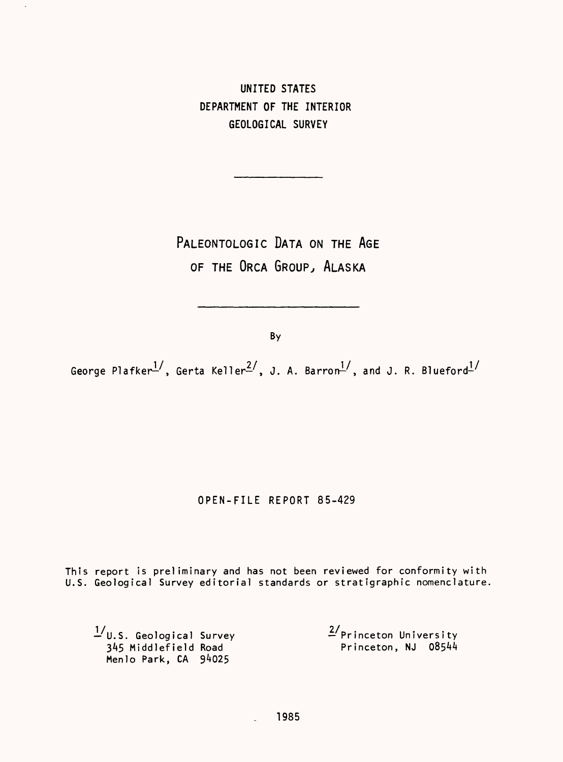UNITED STATES
DEPARTMENT OF THE INTERIOR
GEOLOGICAL SURVEY

---

# PALEONTOLOGIC DATA ON THE AGE OF THE ORCA GROUP, ALASKA

---

By

George Plafker[1], Gerta Keller[2], J. A. Barron[1], and J. R. Blueford[1]

OPEN-FILE REPORT 85-429

This report is preliminary and has not been reviewed for conformity with U.S. Geological Survey editorial standards or stratigraphic nomenclature.

[1] U.S. Geological Survey
345 Middlefield Road
Menlo Park, CA 94025

[2] Princeton University
Princeton, NJ 08544

1985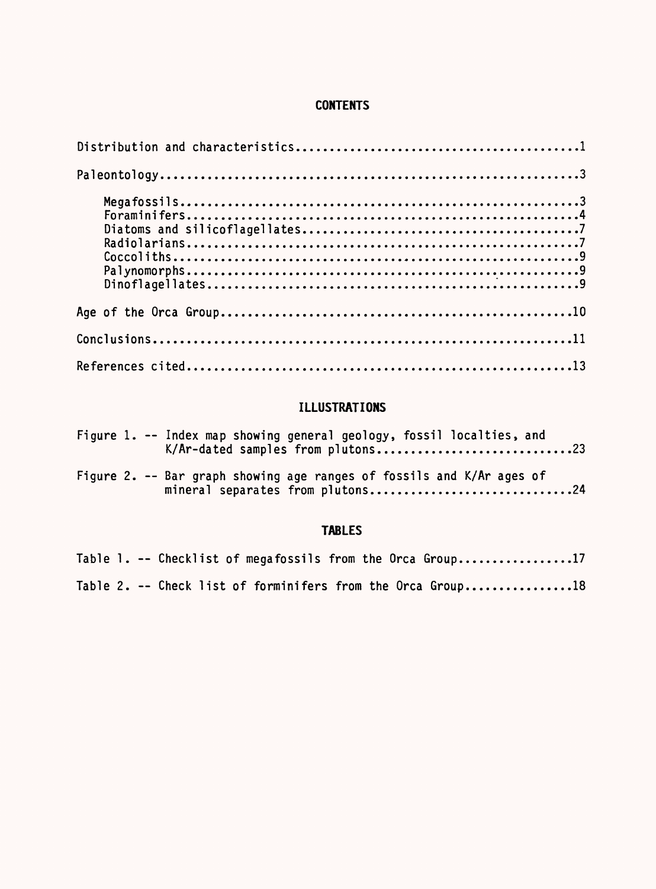## CONTENTS

Distribution and characteristics....................................................1

Paleontology.................................................................3

- Megafossils.............................................................3
- Foraminifers............................................................4
- Diatoms and silicoflagellates............................................7
- Radiolarians............................................................7
- Coccoliths..............................................................9
- Palynomorphs............................................................9
- Dinoflagellates.........................................................9

Age of the Orca Group........................................................10

Conclusions..................................................................11

References cited.............................................................13

## ILLUSTRATIONS

Figure 1. -- Index map showing general geology, fossil localties, and K/Ar-dated samples from plutons..............................23

Figure 2. -- Bar graph showing age ranges of fossils and K/Ar ages of mineral separates from plutons...............................24

## TABLES

Table 1. -- Checklist of megafossils from the Orca Group.................17

Table 2. -- Check list of forminifers from the Orca Group................18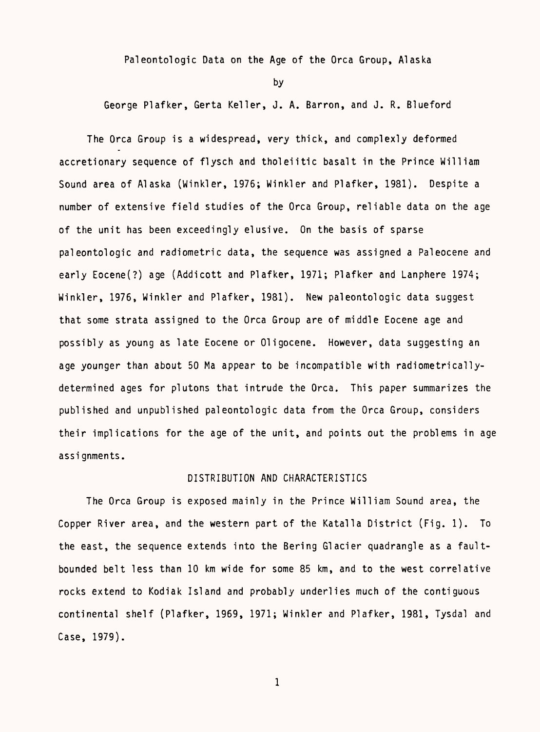# Paleontologic Data on the Age of the Orca Group, Alaska

by

George Plafker, Gerta Keller, J. A. Barron, and J. R. Blueford

The Orca Group is a widespread, very thick, and complexly deformed accretionary sequence of flysch and tholeiitic basalt in the Prince William Sound area of Alaska (Winkler, 1976; Winkler and Plafker, 1981). Despite a number of extensive field studies of the Orca Group, reliable data on the age of the unit has been exceedingly elusive. On the basis of sparse paleontologic and radiometric data, the sequence was assigned a Paleocene and early Eocene(?) age (Addicott and Plafker, 1971; Plafker and Lanphere 1974; Winkler, 1976, Winkler and Plafker, 1981). New paleontologic data suggest that some strata assigned to the Orca Group are of middle Eocene age and possibly as young as late Eocene or Oligocene. However, data suggesting an age younger than about 50 Ma appear to be incompatible with radiometrically-determined ages for plutons that intrude the Orca. This paper summarizes the published and unpublished paleontologic data from the Orca Group, considers their implications for the age of the unit, and points out the problems in age assignments.

## DISTRIBUTION AND CHARACTERISTICS

The Orca Group is exposed mainly in the Prince William Sound area, the Copper River area, and the western part of the Katalla District (Fig. 1). To the east, the sequence extends into the Bering Glacier quadrangle as a fault-bounded belt less than 10 km wide for some 85 km, and to the west correlative rocks extend to Kodiak Island and probably underlies much of the contiguous continental shelf (Plafker, 1969, 1971; Winkler and Plafker, 1981, Tysdal and Case, 1979).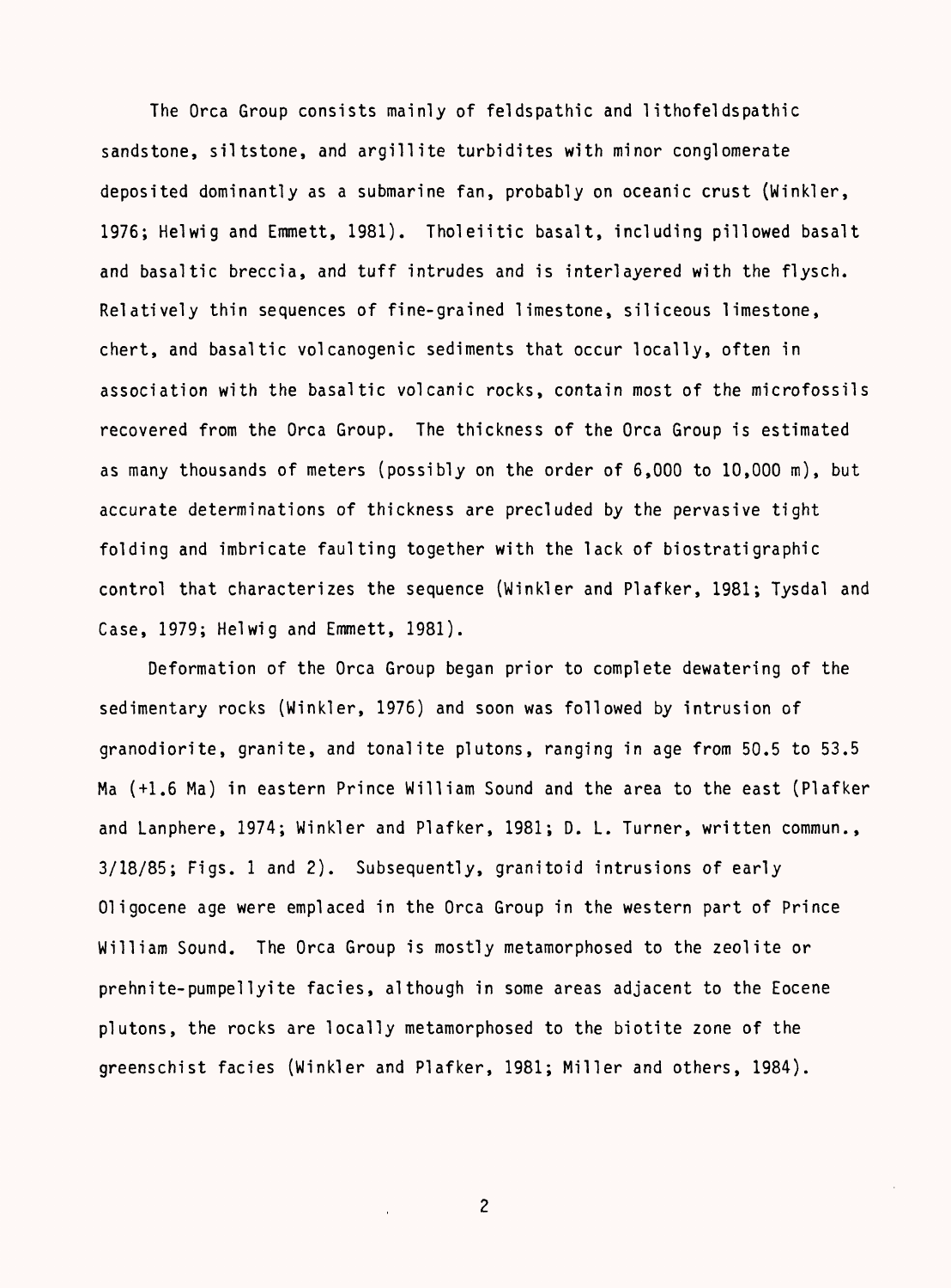The Orca Group consists mainly of feldspathic and lithofeldspathic sandstone, siltstone, and argillite turbidites with minor conglomerate deposited dominantly as a submarine fan, probably on oceanic crust (Winkler, 1976; Helwig and Emmett, 1981). Tholeiitic basalt, including pillowed basalt and basaltic breccia, and tuff intrudes and is interlayered with the flysch. Relatively thin sequences of fine-grained limestone, siliceous limestone, chert, and basaltic volcanogenic sediments that occur locally, often in association with the basaltic volcanic rocks, contain most of the microfossils recovered from the Orca Group. The thickness of the Orca Group is estimated as many thousands of meters (possibly on the order of 6,000 to 10,000 m), but accurate determinations of thickness are precluded by the pervasive tight folding and imbricate faulting together with the lack of biostratigraphic control that characterizes the sequence (Winkler and Plafker, 1981; Tysdal and Case, 1979; Helwig and Emmett, 1981).

Deformation of the Orca Group began prior to complete dewatering of the sedimentary rocks (Winkler, 1976) and soon was followed by intrusion of granodiorite, granite, and tonalite plutons, ranging in age from 50.5 to 53.5 Ma (+1.6 Ma) in eastern Prince William Sound and the area to the east (Plafker and Lanphere, 1974; Winkler and Plafker, 1981; D. L. Turner, written commun., 3/18/85; Figs. 1 and 2). Subsequently, granitoid intrusions of early Oligocene age were emplaced in the Orca Group in the western part of Prince William Sound. The Orca Group is mostly metamorphosed to the zeolite or prehnite-pumpellyite facies, although in some areas adjacent to the Eocene plutons, the rocks are locally metamorphosed to the biotite zone of the greenschist facies (Winkler and Plafker, 1981; Miller and others, 1984).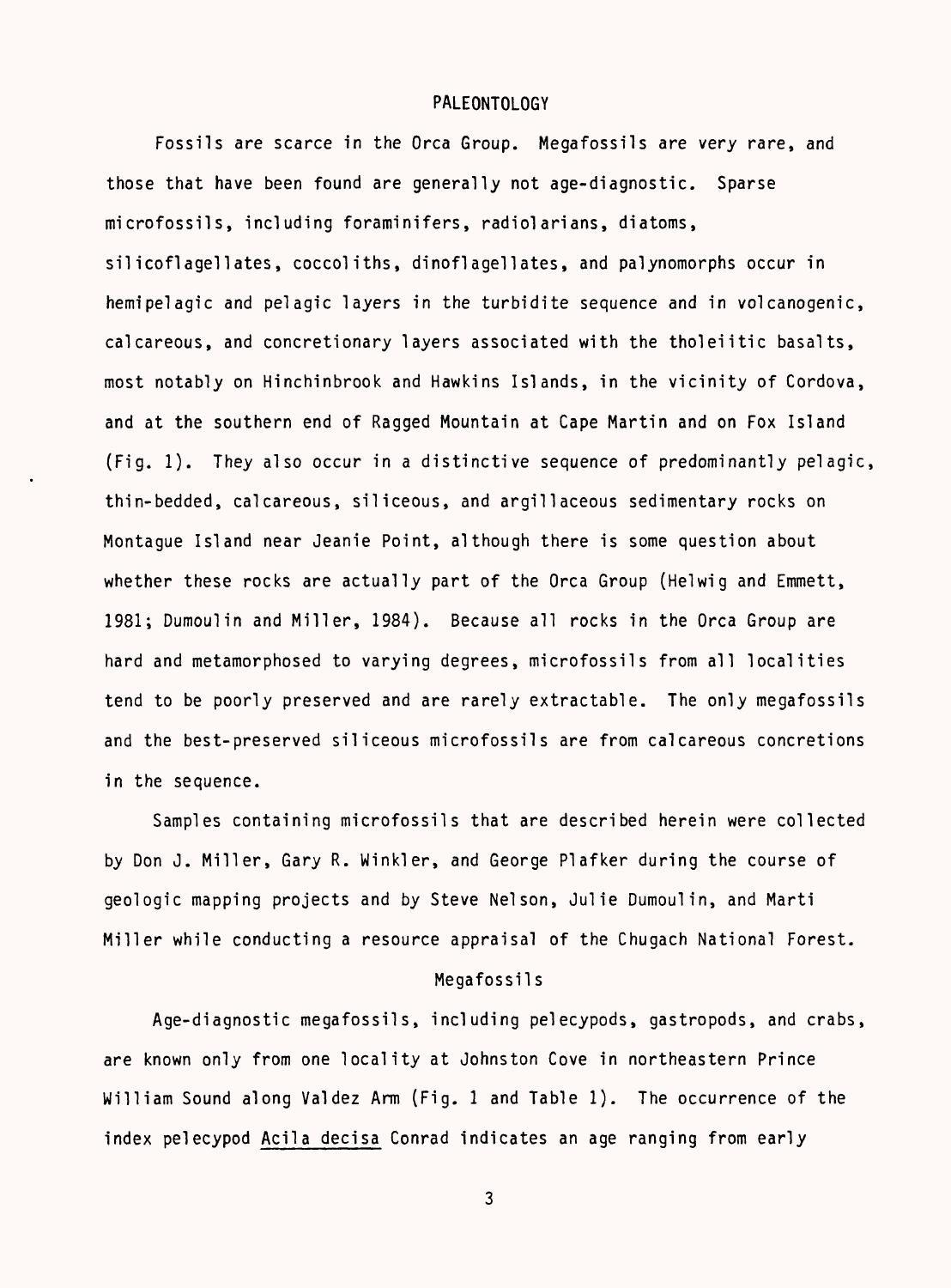## PALEONTOLOGY

Fossils are scarce in the Orca Group. Megafossils are very rare, and those that have been found are generally not age-diagnostic. Sparse microfossils, including foraminifers, radiolarians, diatoms, silicoflagellates, coccoliths, dinoflagellates, and palynomorphs occur in hemipelagic and pelagic layers in the turbidite sequence and in volcanogenic, calcareous, and concretionary layers associated with the tholeiitic basalts, most notably on Hinchinbrook and Hawkins Islands, in the vicinity of Cordova, and at the southern end of Ragged Mountain at Cape Martin and on Fox Island (Fig. 1). They also occur in a distinctive sequence of predominantly pelagic, thin-bedded, calcareous, siliceous, and argillaceous sedimentary rocks on Montague Island near Jeanie Point, although there is some question about whether these rocks are actually part of the Orca Group (Helwig and Emmett, 1981; Dumoulin and Miller, 1984). Because all rocks in the Orca Group are hard and metamorphosed to varying degrees, microfossils from all localities tend to be poorly preserved and are rarely extractable. The only megafossils and the best-preserved siliceous microfossils are from calcareous concretions in the sequence.

Samples containing microfossils that are described herein were collected by Don J. Miller, Gary R. Winkler, and George Plafker during the course of geologic mapping projects and by Steve Nelson, Julie Dumoulin, and Marti Miller while conducting a resource appraisal of the Chugach National Forest.

### Megafossils

Age-diagnostic megafossils, including pelecypods, gastropods, and crabs, are known only from one locality at Johnston Cove in northeastern Prince William Sound along Valdez Arm (Fig. 1 and Table 1). The occurrence of the index pelecypod Acila decisa Conrad indicates an age ranging from early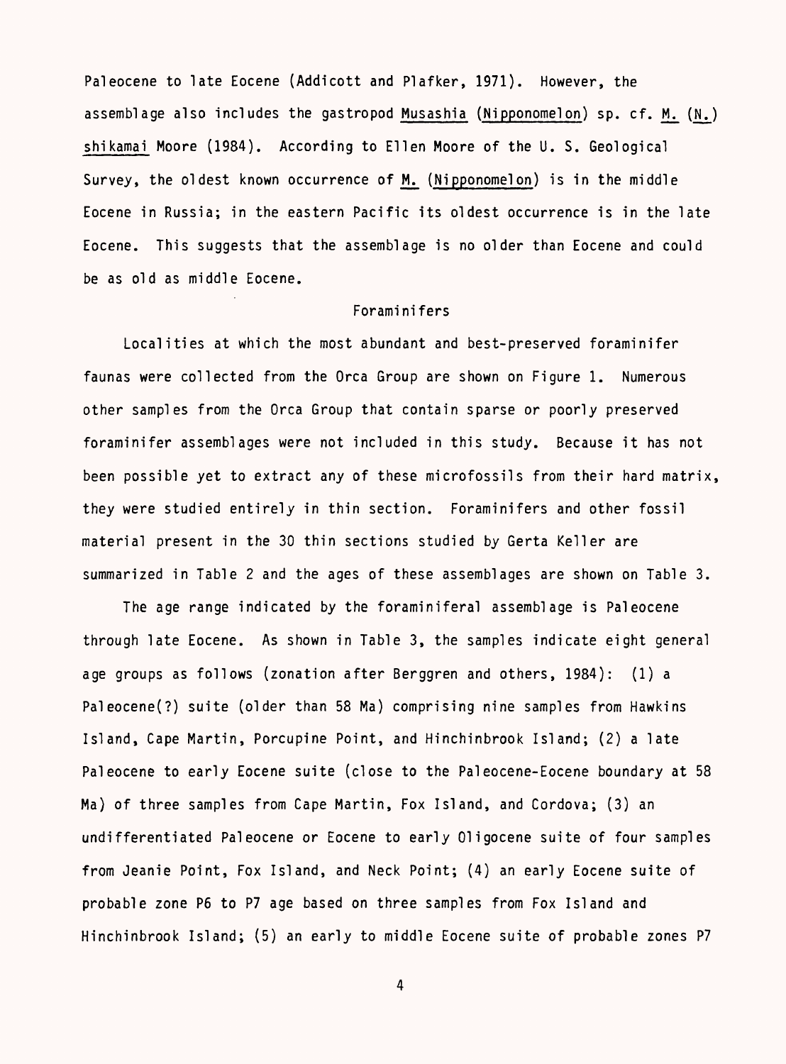Paleocene to late Eocene (Addicott and Plafker, 1971). However, the assemblage also includes the gastropod Musashia (Nipponomelon) sp. cf. M. (N.) shikamai Moore (1984). According to Ellen Moore of the U. S. Geological Survey, the oldest known occurrence of M. (Nipponomelon) is in the middle Eocene in Russia; in the eastern Pacific its oldest occurrence is in the late Eocene. This suggests that the assemblage is no older than Eocene and could be as old as middle Eocene.

### Foraminifers

Localities at which the most abundant and best-preserved foraminifer faunas were collected from the Orca Group are shown on Figure 1. Numerous other samples from the Orca Group that contain sparse or poorly preserved foraminifer assemblages were not included in this study. Because it has not been possible yet to extract any of these microfossils from their hard matrix, they were studied entirely in thin section. Foraminifers and other fossil material present in the 30 thin sections studied by Gerta Keller are summarized in Table 2 and the ages of these assemblages are shown on Table 3.

The age range indicated by the foraminiferal assemblage is Paleocene through late Eocene. As shown in Table 3, the samples indicate eight general age groups as follows (zonation after Berggren and others, 1984): (1) a Paleocene(?) suite (older than 58 Ma) comprising nine samples from Hawkins Island, Cape Martin, Porcupine Point, and Hinchinbrook Island; (2) a late Paleocene to early Eocene suite (close to the Paleocene-Eocene boundary at 58 Ma) of three samples from Cape Martin, Fox Island, and Cordova; (3) an undifferentiated Paleocene or Eocene to early Oligocene suite of four samples from Jeanie Point, Fox Island, and Neck Point; (4) an early Eocene suite of probable zone P6 to P7 age based on three samples from Fox Island and Hinchinbrook Island; (5) an early to middle Eocene suite of probable zones P7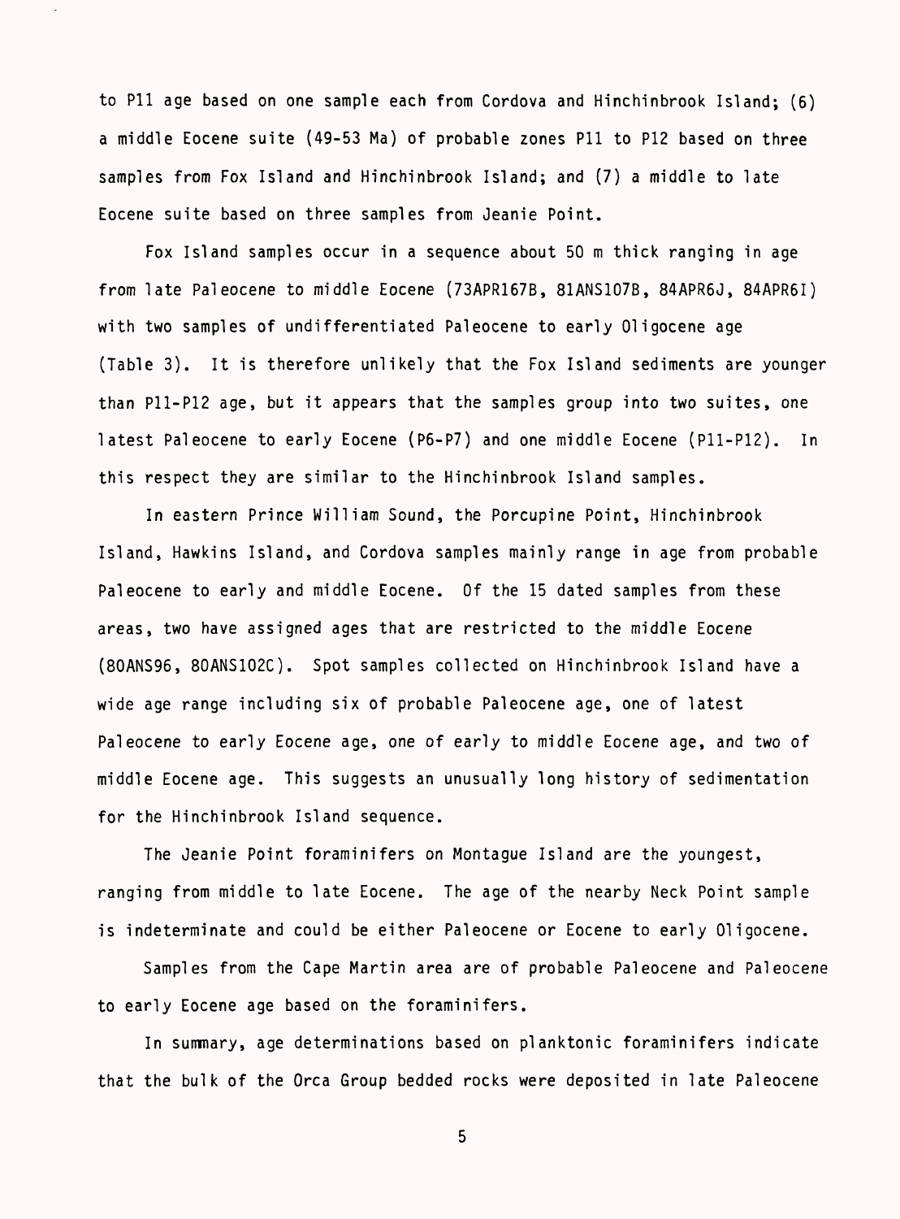to P11 age based on one sample each from Cordova and Hinchinbrook Island; (6) a middle Eocene suite (49-53 Ma) of probable zones P11 to P12 based on three samples from Fox Island and Hinchinbrook Island; and (7) a middle to late Eocene suite based on three samples from Jeanie Point.

Fox Island samples occur in a sequence about 50 m thick ranging in age from late Paleocene to middle Eocene (73APR167B, 81ANS107B, 84APR6J, 84APR6I) with two samples of undifferentiated Paleocene to early Oligocene age (Table 3). It is therefore unlikely that the Fox Island sediments are younger than P11-P12 age, but it appears that the samples group into two suites, one latest Paleocene to early Eocene (P6-P7) and one middle Eocene (P11-P12). In this respect they are similar to the Hinchinbrook Island samples.

In eastern Prince William Sound, the Porcupine Point, Hinchinbrook Island, Hawkins Island, and Cordova samples mainly range in age from probable Paleocene to early and middle Eocene. Of the 15 dated samples from these areas, two have assigned ages that are restricted to the middle Eocene (80ANS96, 80ANS102C). Spot samples collected on Hinchinbrook Island have a wide age range including six of probable Paleocene age, one of latest Paleocene to early Eocene age, one of early to middle Eocene age, and two of middle Eocene age. This suggests an unusually long history of sedimentation for the Hinchinbrook Island sequence.

The Jeanie Point foraminifers on Montague Island are the youngest, ranging from middle to late Eocene. The age of the nearby Neck Point sample is indeterminate and could be either Paleocene or Eocene to early Oligocene.

Samples from the Cape Martin area are of probable Paleocene and Paleocene to early Eocene age based on the foraminifers.

In summary, age determinations based on planktonic foraminifers indicate that the bulk of the Orca Group bedded rocks were deposited in late Paleocene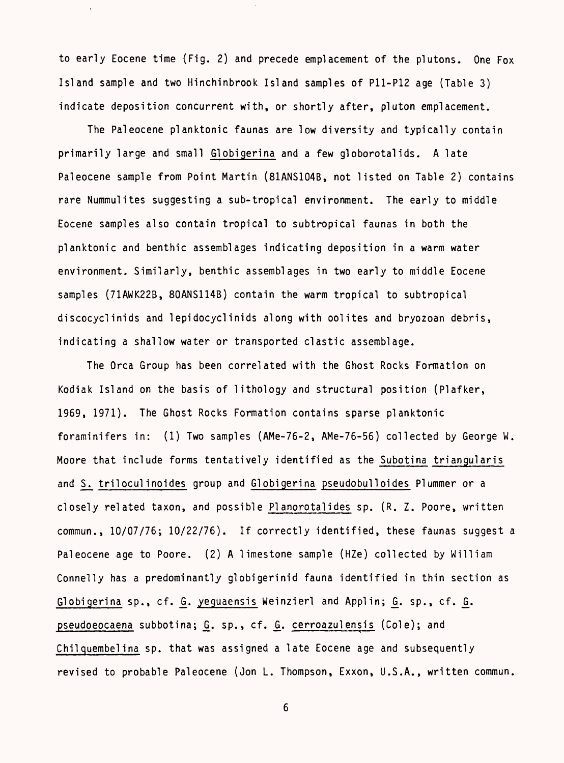to early Eocene time (Fig. 2) and precede emplacement of the plutons. One Fox Island sample and two Hinchinbrook Island samples of P11-P12 age (Table 3) indicate deposition concurrent with, or shortly after, pluton emplacement.

The Paleocene planktonic faunas are low diversity and typically contain primarily large and small Globigerina and a few globorotalids. A late Paleocene sample from Point Martin (81ANS104B, not listed on Table 2) contains rare Nummulites suggesting a sub-tropical environment. The early to middle Eocene samples also contain tropical to subtropical faunas in both the planktonic and benthic assemblages indicating deposition in a warm water environment. Similarly, benthic assemblages in two early to middle Eocene samples (71AWK22B, 80ANS114B) contain the warm tropical to subtropical discocyclinids and lepidocyclinids along with oolites and bryozoan debris, indicating a shallow water or transported clastic assemblage.

The Orca Group has been correlated with the Ghost Rocks Formation on Kodiak Island on the basis of lithology and structural position (Plafker, 1969, 1971). The Ghost Rocks Formation contains sparse planktonic foraminifers in: (1) Two samples (AMe-76-2, AMe-76-56) collected by George W. Moore that include forms tentatively identified as the Subotina triangularis and S. triloculinoides group and Globigerina pseudobulloides Plummer or a closely related taxon, and possible Planorotalides sp. (R. Z. Poore, written commun., 10/07/76; 10/22/76). If correctly identified, these faunas suggest a Paleocene age to Poore. (2) A limestone sample (HZe) collected by William Connelly has a predominantly globigerinid fauna identified in thin section as Globigerina sp., cf. G. yeguaensis Weinzierl and Applin; G. sp., cf. G. pseudoeocaena subbotina; G. sp., cf. G. cerroazulensis (Cole); and Chilquembelina sp. that was assigned a late Eocene age and subsequently revised to probable Paleocene (Jon L. Thompson, Exxon, U.S.A., written commun.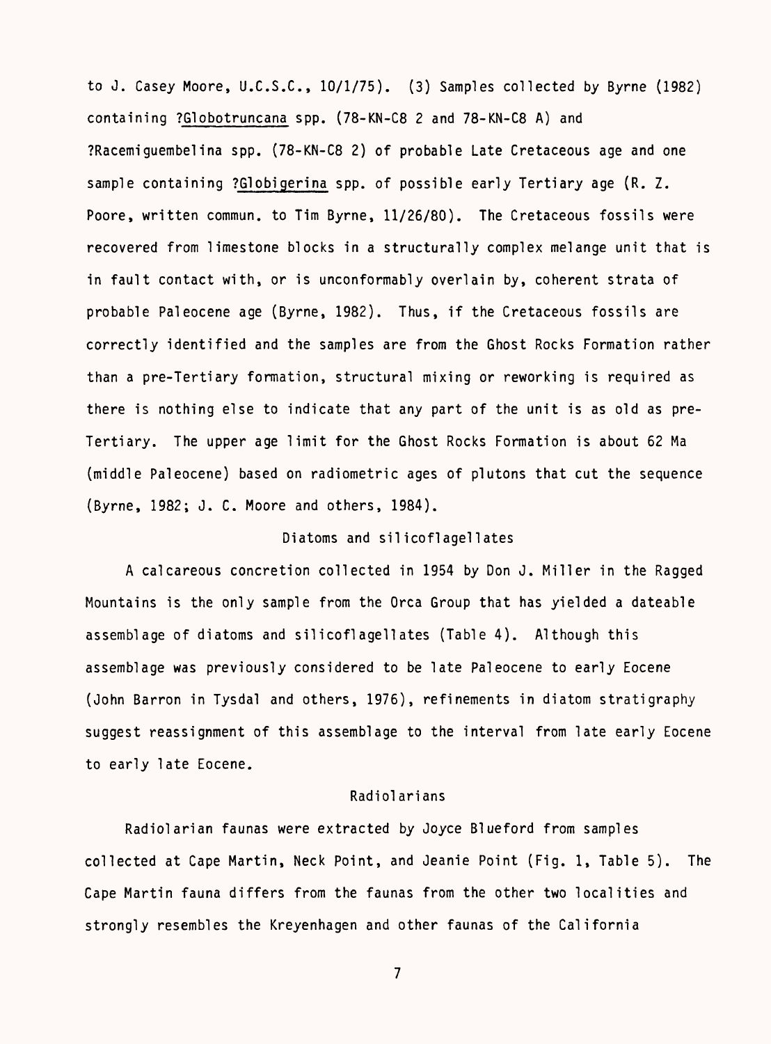to J. Casey Moore, U.C.S.C., 10/1/75). (3) Samples collected by Byrne (1982) containing ?*Globotruncana* spp. (78-KN-C8 2 and 78-KN-C8 A) and ?Racemiguembelina spp. (78-KN-C8 2) of probable Late Cretaceous age and one sample containing ?*Globigerina* spp. of possible early Tertiary age (R. Z. Poore, written commun. to Tim Byrne, 11/26/80). The Cretaceous fossils were recovered from limestone blocks in a structurally complex melange unit that is in fault contact with, or is unconformably overlain by, coherent strata of probable Paleocene age (Byrne, 1982). Thus, if the Cretaceous fossils are correctly identified and the samples are from the Ghost Rocks Formation rather than a pre-Tertiary formation, structural mixing or reworking is required as there is nothing else to indicate that any part of the unit is as old as pre-Tertiary. The upper age limit for the Ghost Rocks Formation is about 62 Ma (middle Paleocene) based on radiometric ages of plutons that cut the sequence (Byrne, 1982; J. C. Moore and others, 1984).

## Diatoms and silicoflagellates

A calcareous concretion collected in 1954 by Don J. Miller in the Ragged Mountains is the only sample from the Orca Group that has yielded a dateable assemblage of diatoms and silicoflagellates (Table 4). Although this assemblage was previously considered to be late Paleocene to early Eocene (John Barron in Tysdal and others, 1976), refinements in diatom stratigraphy suggest reassignment of this assemblage to the interval from late early Eocene to early late Eocene.

## Radiolarians

Radiolarian faunas were extracted by Joyce Blueford from samples collected at Cape Martin, Neck Point, and Jeanie Point (Fig. 1, Table 5). The Cape Martin fauna differs from the faunas from the other two localities and strongly resembles the Kreyenhagen and other faunas of the California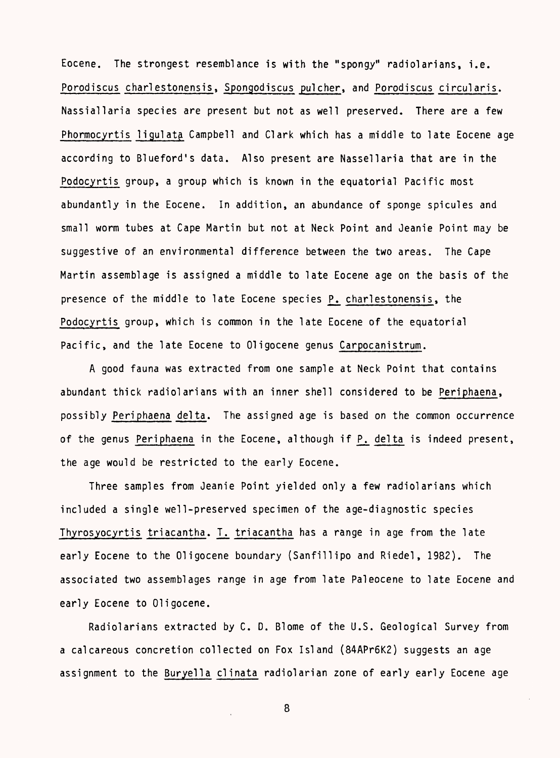Eocene. The strongest resemblance is with the "spongy" radiolarians, i.e. *Porodiscus charlestonensis*, *Spongodiscus pulcher*, and *Porodiscus circularis*. Nassiallaria species are present but not as well preserved. There are a few *Phormocyrtis ligulata* Campbell and Clark which has a middle to late Eocene age according to Blueford's data. Also present are Nassellaria that are in the *Podocyrtis* group, a group which is known in the equatorial Pacific most abundantly in the Eocene. In addition, an abundance of sponge spicules and small worm tubes at Cape Martin but not at Neck Point and Jeanie Point may be suggestive of an environmental difference between the two areas. The Cape Martin assemblage is assigned a middle to late Eocene age on the basis of the presence of the middle to late Eocene species *P. charlestonensis*, the *Podocyrtis* group, which is common in the late Eocene of the equatorial Pacific, and the late Eocene to Oligocene genus *Carpocanistrum*.

A good fauna was extracted from one sample at Neck Point that contains abundant thick radiolarians with an inner shell considered to be *Periphaena*, possibly *Periphaena delta*. The assigned age is based on the common occurrence of the genus *Periphaena* in the Eocene, although if *P. delta* is indeed present, the age would be restricted to the early Eocene.

Three samples from Jeanie Point yielded only a few radiolarians which included a single well-preserved specimen of the age-diagnostic species *Thyrosyocyrtis triacantha*. *T. triacantha* has a range in age from the late early Eocene to the Oligocene boundary (Sanfillipo and Riedel, 1982). The associated two assemblages range in age from late Paleocene to late Eocene and early Eocene to Oligocene.

Radiolarians extracted by C. D. Blome of the U.S. Geological Survey from a calcareous concretion collected on Fox Island (84APr6K2) suggests an age assignment to the *Buryella clinata* radiolarian zone of early early Eocene age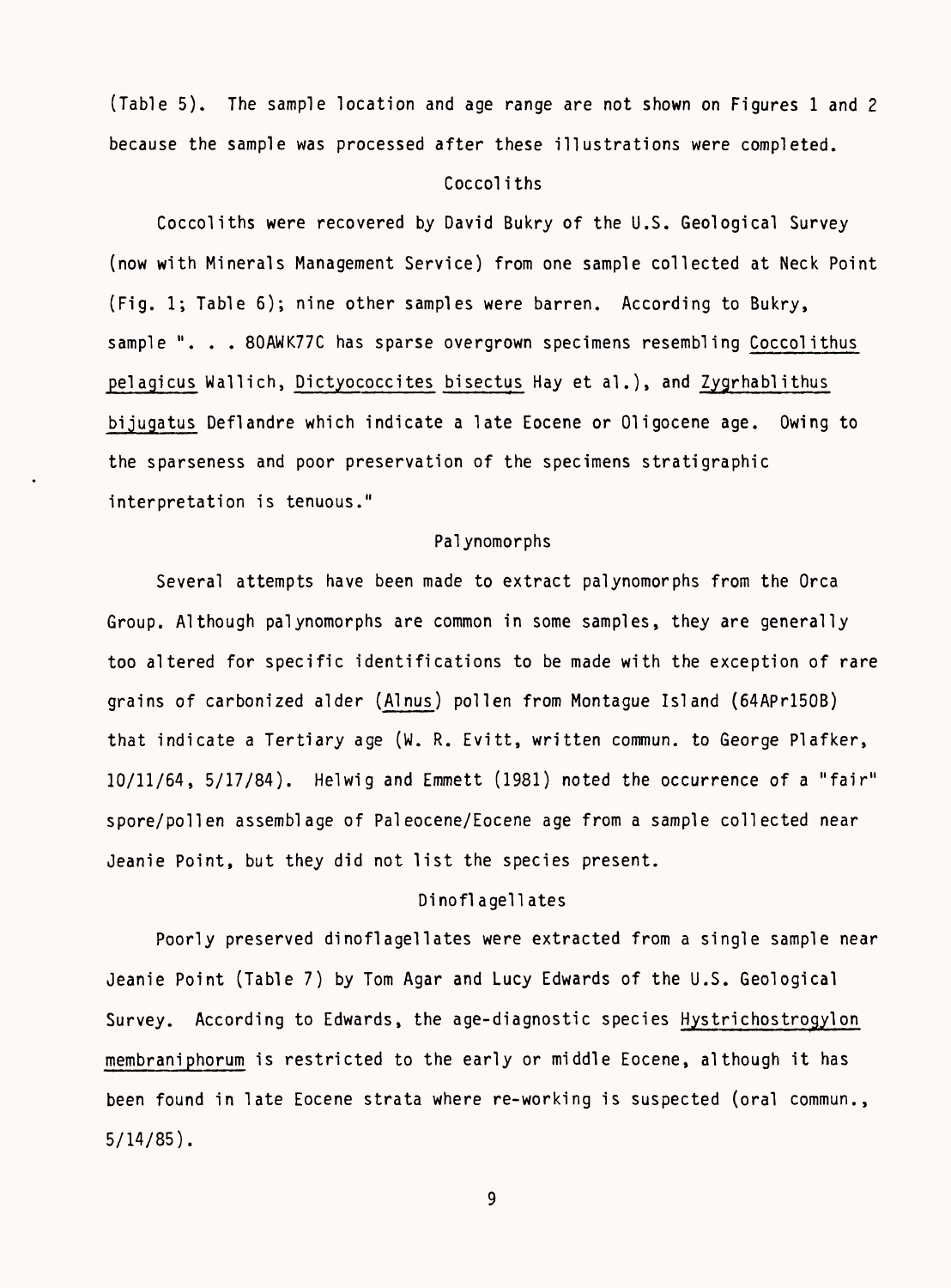(Table 5). The sample location and age range are not shown on Figures 1 and 2 because the sample was processed after these illustrations were completed.

### Coccoliths

Coccoliths were recovered by David Bukry of the U.S. Geological Survey (now with Minerals Management Service) from one sample collected at Neck Point (Fig. 1; Table 6); nine other samples were barren. According to Bukry, sample ". . . 80AWK77C has sparse overgrown specimens resembling *Coccolithus pelagicus* Wallich, *Dictyococcites bisectus* Hay et al.), and *Zygrhablithus bijugatus* Deflandre which indicate a late Eocene or Oligocene age. Owing to the sparseness and poor preservation of the specimens stratigraphic interpretation is tenuous."

### Palynomorphs

Several attempts have been made to extract palynomorphs from the Orca Group. Although palynomorphs are common in some samples, they are generally too altered for specific identifications to be made with the exception of rare grains of carbonized alder (*Alnus*) pollen from Montague Island (64APr150B) that indicate a Tertiary age (W. R. Evitt, written commun. to George Plafker, 10/11/64, 5/17/84). Helwig and Emmett (1981) noted the occurrence of a "fair" spore/pollen assemblage of Paleocene/Eocene age from a sample collected near Jeanie Point, but they did not list the species present.

### Dinoflagellates

Poorly preserved dinoflagellates were extracted from a single sample near Jeanie Point (Table 7) by Tom Agar and Lucy Edwards of the U.S. Geological Survey. According to Edwards, the age-diagnostic species *Hystrichostrogylon membraniphorum* is restricted to the early or middle Eocene, although it has been found in late Eocene strata where re-working is suspected (oral commun., 5/14/85).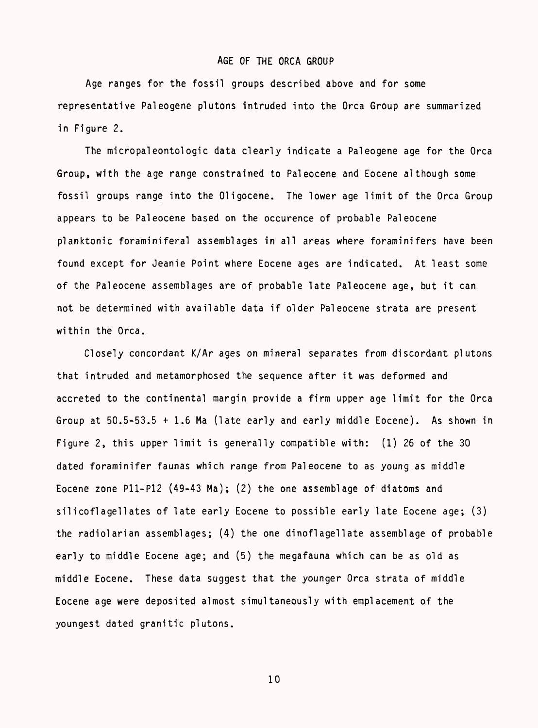## AGE OF THE ORCA GROUP

Age ranges for the fossil groups described above and for some representative Paleogene plutons intruded into the Orca Group are summarized in Figure 2.

The micropaleontologic data clearly indicate a Paleogene age for the Orca Group, with the age range constrained to Paleocene and Eocene although some fossil groups range into the Oligocene. The lower age limit of the Orca Group appears to be Paleocene based on the occurence of probable Paleocene planktonic foraminiferal assemblages in all areas where foraminifers have been found except for Jeanie Point where Eocene ages are indicated. At least some of the Paleocene assemblages are of probable late Paleocene age, but it can not be determined with available data if older Paleocene strata are present within the Orca.

Closely concordant K/Ar ages on mineral separates from discordant plutons that intruded and metamorphosed the sequence after it was deformed and accreted to the continental margin provide a firm upper age limit for the Orca Group at 50.5-53.5 + 1.6 Ma (late early and early middle Eocene). As shown in Figure 2, this upper limit is generally compatible with: (1) 26 of the 30 dated foraminifer faunas which range from Paleocene to as young as middle Eocene zone P11-P12 (49-43 Ma); (2) the one assemblage of diatoms and silicoflagellates of late early Eocene to possible early late Eocene age; (3) the radiolarian assemblages; (4) the one dinoflagellate assemblage of probable early to middle Eocene age; and (5) the megafauna which can be as old as middle Eocene. These data suggest that the younger Orca strata of middle Eocene age were deposited almost simultaneously with emplacement of the youngest dated granitic plutons.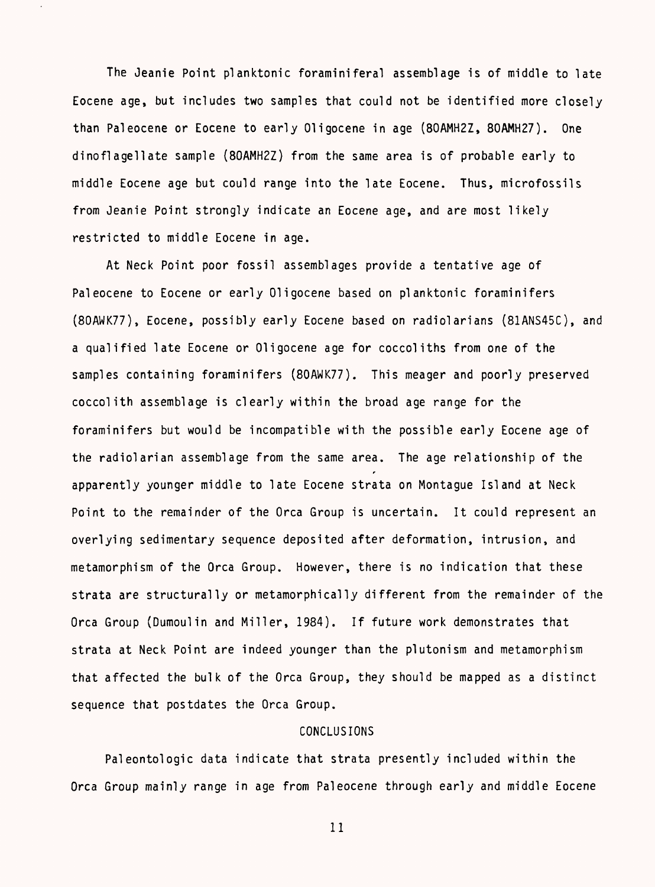The Jeanie Point planktonic foraminiferal assemblage is of middle to late Eocene age, but includes two samples that could not be identified more closely than Paleocene or Eocene to early Oligocene in age (80AMH2Z, 80AMH27). One dinoflagellate sample (80AMH2Z) from the same area is of probable early to middle Eocene age but could range into the late Eocene. Thus, microfossils from Jeanie Point strongly indicate an Eocene age, and are most likely restricted to middle Eocene in age.

At Neck Point poor fossil assemblages provide a tentative age of Paleocene to Eocene or early Oligocene based on planktonic foraminifers (80AWK77), Eocene, possibly early Eocene based on radiolarians (81ANS45C), and a qualified late Eocene or Oligocene age for coccoliths from one of the samples containing foraminifers (80AWK77). This meager and poorly preserved coccolith assemblage is clearly within the broad age range for the foraminifers but would be incompatible with the possible early Eocene age of the radiolarian assemblage from the same area. The age relationship of the apparently younger middle to late Eocene strata on Montague Island at Neck Point to the remainder of the Orca Group is uncertain. It could represent an overlying sedimentary sequence deposited after deformation, intrusion, and metamorphism of the Orca Group. However, there is no indication that these strata are structurally or metamorphically different from the remainder of the Orca Group (Dumoulin and Miller, 1984). If future work demonstrates that strata at Neck Point are indeed younger than the plutonism and metamorphism that affected the bulk of the Orca Group, they should be mapped as a distinct sequence that postdates the Orca Group.

## CONCLUSIONS

Paleontologic data indicate that strata presently included within the Orca Group mainly range in age from Paleocene through early and middle Eocene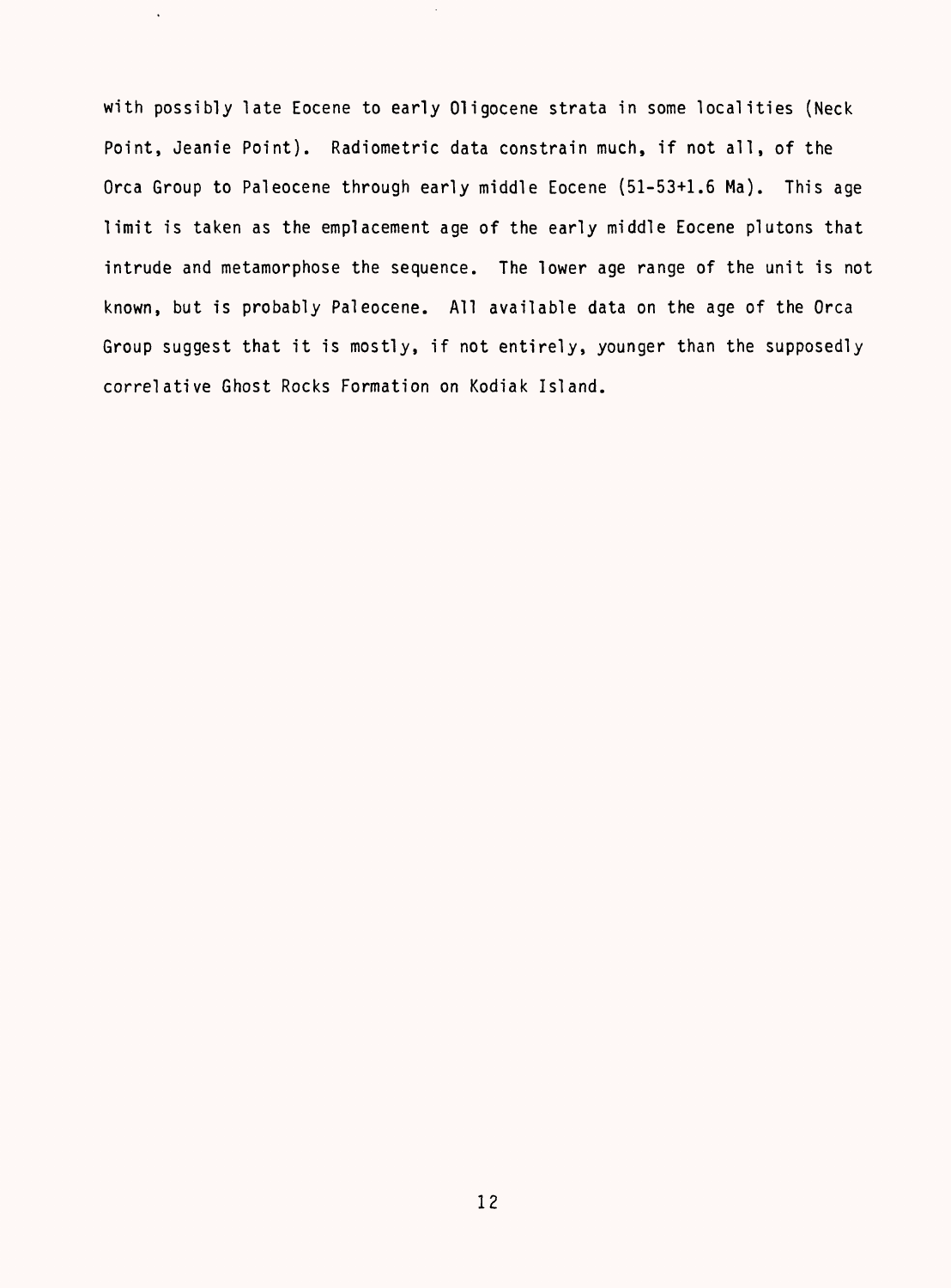with possibly late Eocene to early Oligocene strata in some localities (Neck Point, Jeanie Point). Radiometric data constrain much, if not all, of the Orca Group to Paleocene through early middle Eocene (51-53+1.6 Ma). This age limit is taken as the emplacement age of the early middle Eocene plutons that intrude and metamorphose the sequence. The lower age range of the unit is not known, but is probably Paleocene. All available data on the age of the Orca Group suggest that it is mostly, if not entirely, younger than the supposedly correlative Ghost Rocks Formation on Kodiak Island.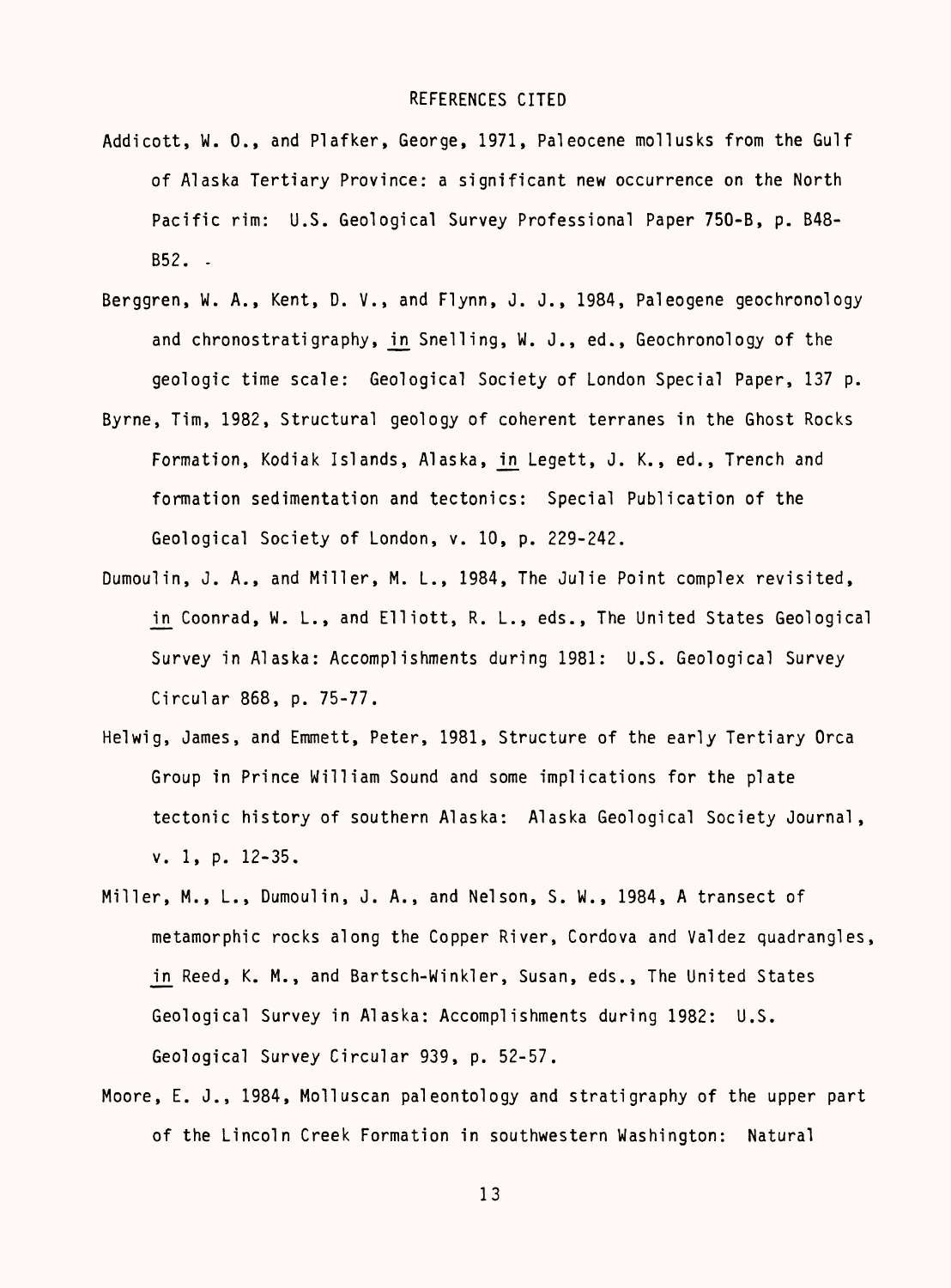## REFERENCES CITED

Addicott, W. O., and Plafker, George, 1971, Paleocene mollusks from the Gulf of Alaska Tertiary Province: a significant new occurrence on the North Pacific rim: U.S. Geological Survey Professional Paper 750-B, p. B48-B52.

Berggren, W. A., Kent, D. V., and Flynn, J. J., 1984, Paleogene geochronology and chronostratigraphy, in Snelling, W. J., ed., Geochronology of the geologic time scale: Geological Society of London Special Paper, 137 p.

Byrne, Tim, 1982, Structural geology of coherent terranes in the Ghost Rocks Formation, Kodiak Islands, Alaska, in Legett, J. K., ed., Trench and formation sedimentation and tectonics: Special Publication of the Geological Society of London, v. 10, p. 229-242.

Dumoulin, J. A., and Miller, M. L., 1984, The Julie Point complex revisited, in Coonrad, W. L., and Elliott, R. L., eds., The United States Geological Survey in Alaska: Accomplishments during 1981: U.S. Geological Survey Circular 868, p. 75-77.

Helwig, James, and Emmett, Peter, 1981, Structure of the early Tertiary Orca Group in Prince William Sound and some implications for the plate tectonic history of southern Alaska: Alaska Geological Society Journal, v. 1, p. 12-35.

Miller, M., L., Dumoulin, J. A., and Nelson, S. W., 1984, A transect of metamorphic rocks along the Copper River, Cordova and Valdez quadrangles, in Reed, K. M., and Bartsch-Winkler, Susan, eds., The United States Geological Survey in Alaska: Accomplishments during 1982: U.S. Geological Survey Circular 939, p. 52-57.

Moore, E. J., 1984, Molluscan paleontology and stratigraphy of the upper part of the Lincoln Creek Formation in southwestern Washington: Natural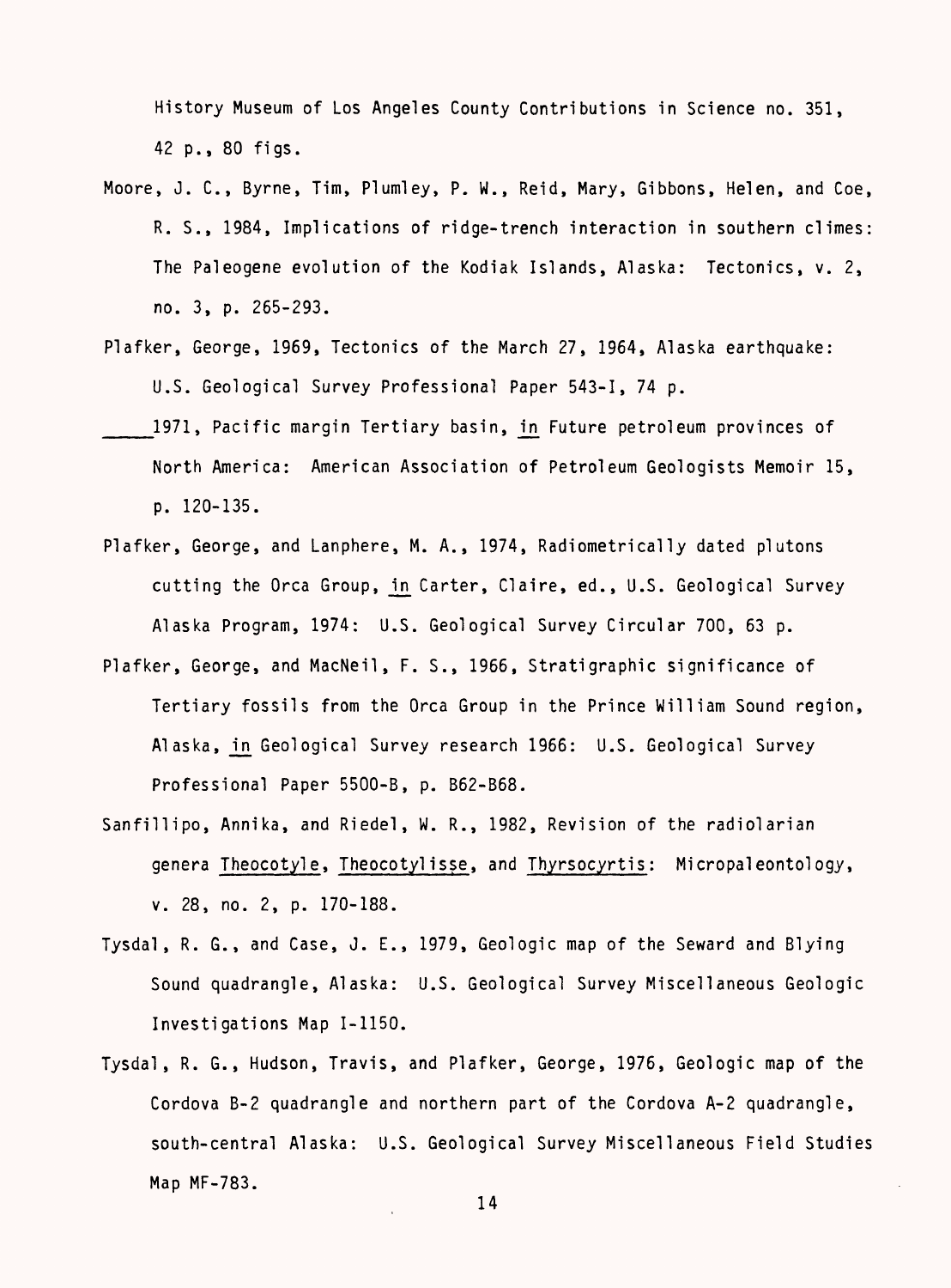History Museum of Los Angeles County Contributions in Science no. 351, 42 p., 80 figs.

Moore, J. C., Byrne, Tim, Plumley, P. W., Reid, Mary, Gibbons, Helen, and Coe, R. S., 1984, Implications of ridge-trench interaction in southern climes: The Paleogene evolution of the Kodiak Islands, Alaska: Tectonics, v. 2, no. 3, p. 265-293.

Plafker, George, 1969, Tectonics of the March 27, 1964, Alaska earthquake: U.S. Geological Survey Professional Paper 543-I, 74 p.

_____1971, Pacific margin Tertiary basin, in Future petroleum provinces of North America: American Association of Petroleum Geologists Memoir 15, p. 120-135.

Plafker, George, and Lanphere, M. A., 1974, Radiometrically dated plutons cutting the Orca Group, in Carter, Claire, ed., U.S. Geological Survey Alaska Program, 1974: U.S. Geological Survey Circular 700, 63 p.

Plafker, George, and MacNeil, F. S., 1966, Stratigraphic significance of Tertiary fossils from the Orca Group in the Prince William Sound region, Alaska, in Geological Survey research 1966: U.S. Geological Survey Professional Paper 5500-B, p. B62-B68.

Sanfillipo, Annika, and Riedel, W. R., 1982, Revision of the radiolarian genera Theocotyle, Theocotylisse, and Thyrsocyrtis: Micropaleontology, v. 28, no. 2, p. 170-188.

Tysdal, R. G., and Case, J. E., 1979, Geologic map of the Seward and Blying Sound quadrangle, Alaska: U.S. Geological Survey Miscellaneous Geologic Investigations Map I-1150.

Tysdal, R. G., Hudson, Travis, and Plafker, George, 1976, Geologic map of the Cordova B-2 quadrangle and northern part of the Cordova A-2 quadrangle, south-central Alaska: U.S. Geological Survey Miscellaneous Field Studies Map MF-783.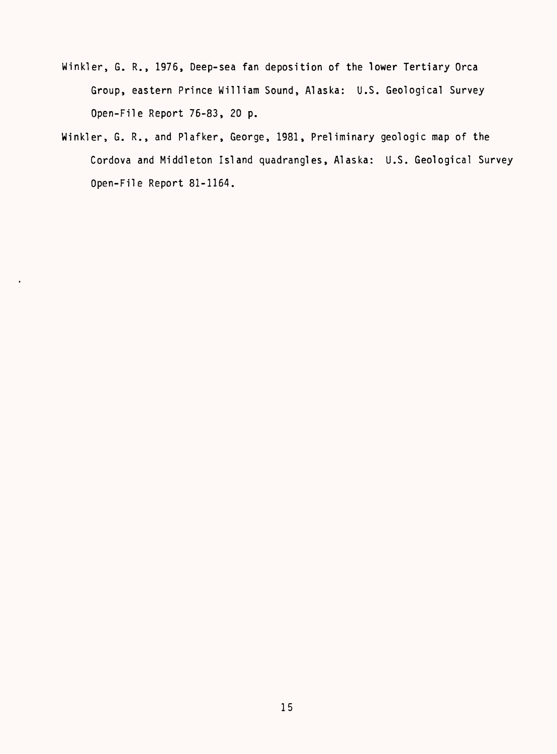Winkler, G. R., 1976, Deep-sea fan deposition of the lower Tertiary Orca Group, eastern Prince William Sound, Alaska: U.S. Geological Survey Open-File Report 76-83, 20 p.

Winkler, G. R., and Plafker, George, 1981, Preliminary geologic map of the Cordova and Middleton Island quadrangles, Alaska: U.S. Geological Survey Open-File Report 81-1164.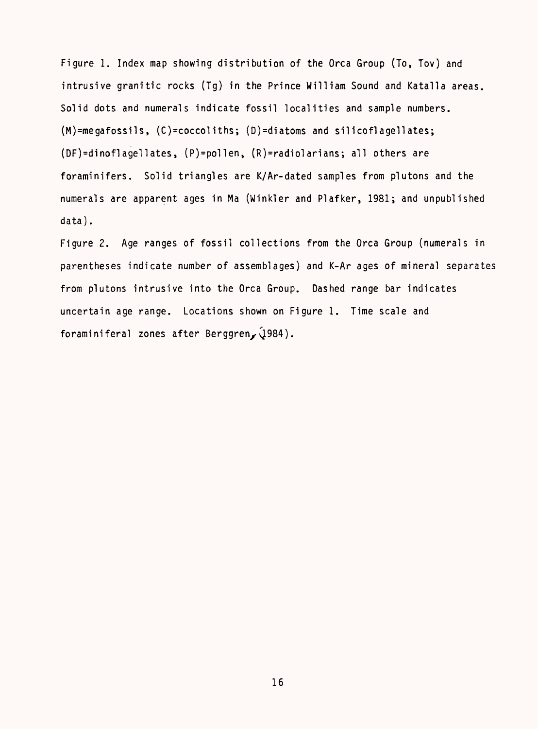Figure 1. Index map showing distribution of the Orca Group (To, Tov) and intrusive granitic rocks (Tg) in the Prince William Sound and Katalla areas. Solid dots and numerals indicate fossil localities and sample numbers. (M)=megafossils, (C)=coccoliths; (D)=diatoms and silicoflagellates; (DF)=dinoflagellates, (P)=pollen, (R)=radiolarians; all others are foraminifers. Solid triangles are K/Ar-dated samples from plutons and the numerals are apparent ages in Ma (Winkler and Plafker, 1981; and unpublished data).

Figure 2. Age ranges of fossil collections from the Orca Group (numerals in parentheses indicate number of assemblages) and K-Ar ages of mineral separates from plutons intrusive into the Orca Group. Dashed range bar indicates uncertain age range. Locations shown on Figure 1. Time scale and foraminiferal zones after Berggren, (1984).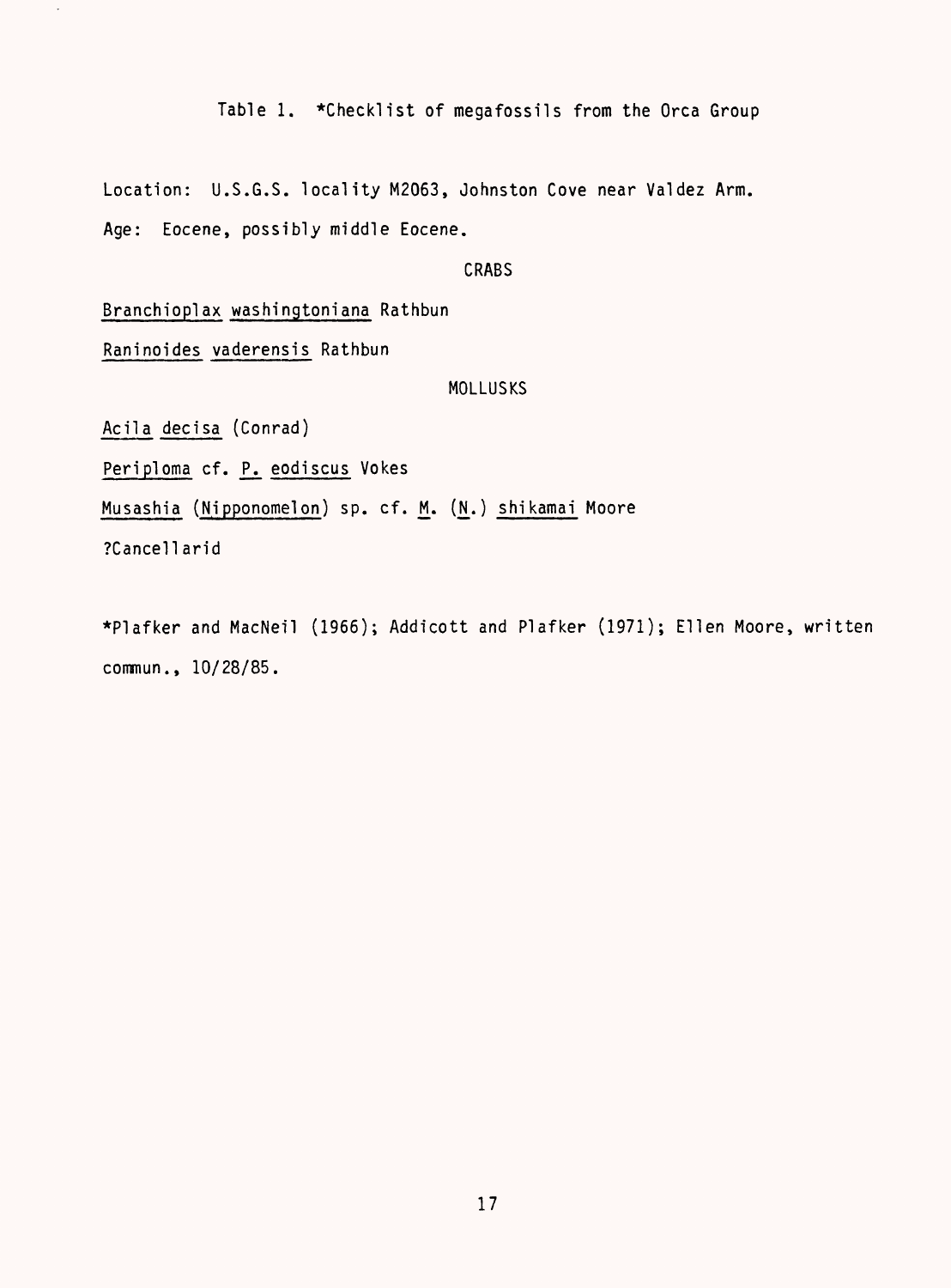Table 1. *Checklist of megafossils from the Orca Group

Location: U.S.G.S. locality M2063, Johnston Cove near Valdez Arm.

Age: Eocene, possibly middle Eocene.

CRABS

*Branchioplax washingtoniana* Rathbun

*Raninoides vaderensis* Rathbun

MOLLUSKS

*Acila decisa* (Conrad)

*Periploma* cf. *P. eodiscus* Vokes

*Musashia* (*Nipponomelon*) sp. cf. *M.* (*N.*) *shikamai* Moore

?Cancellarid

*Plafker and MacNeil (1966); Addicott and Plafker (1971); Ellen Moore, written commun., 10/28/85.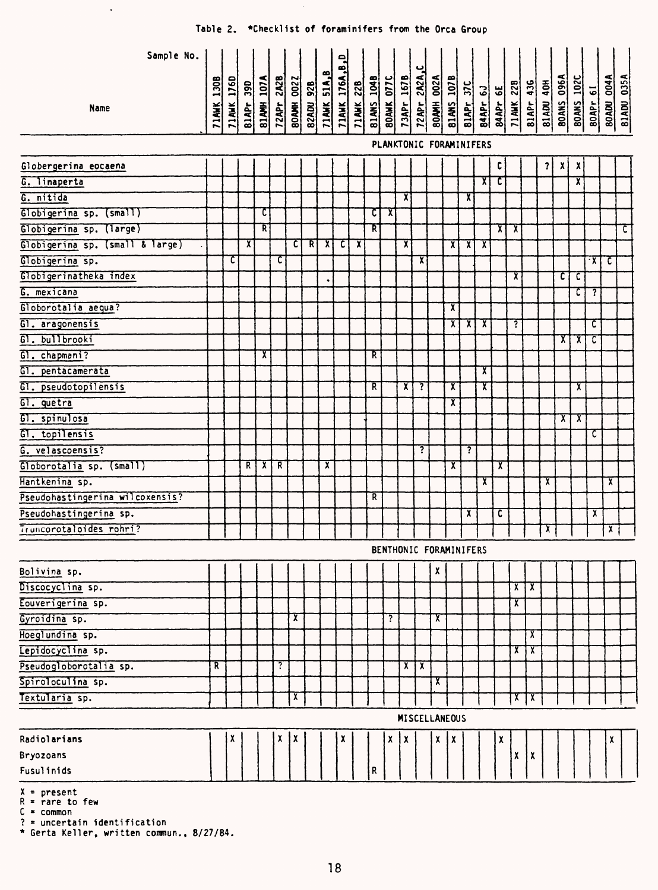Table 2. *Checklist of foraminifers from the Orca Group

| Name | 71AWK 130B | 71AWK 176D | 81APr 39D | 81AMH 107A | 72APr 2A2B | 80AMH 002Z | 82ADU 92B | 71AWK 51A,B | 71AWK 176A,B,D | 71AWK 22B | 81ANS 104B | 80AWK 077C | 73APr 167B | 72APr 2A2A,C | 80AMH 002A | 81ANS 107B | 81APr 37C | 84APr 6J | 84APr 6E | 71AWK 22B | 81APr 43G | 81ADU 40H | 80ANS 096A | 80ANS 102C | 80APr 6I | 80ADU 004A | 81ADU 035A |
|---|---|---|---|---|---|---|---|---|---|---|---|---|---|---|---|---|---|---|---|---|---|---|---|---|---|---|---|
| **PLANKTONIC FORAMINIFERS** | | | | | | | | | | | | | | | | | | | | | | | | | | | |
| Globergerina eocaena | | | | | | | | | | | | | | | | | | | C | | | ? | X | X | | | |
| G. linaperta | | | | | | | | | | | | | | | | | | X | C | | | | | X | | | |
| G. nitida | | | | | | | | | | | | | X | | | | X | | | | | | | | | | |
| Globigerina sp. (small) | | | | C | | | | | | | C | X | | | | | | | | | | | | | | | |
| Globigerina sp. (large) | | | | R | | | | | | | R | | | | | | | | X | X | | | | | | | C |
| Globigerina sp. (small & large) | | | X | | | C | R | X | C | X | | | X | | | X | X | X | | | | | | | | | |
| Globigerina sp. | | C | | | C | | | | | | | | | X | | | | | | | | | | | X | C | |
| Globigerinatheka index | | | | | | | | | | | | | | | | | | | | X | | | C | C | | | |
| G. mexicana | | | | | | | | | | | | | | | | | | | | | | | | C | ? | | |
| Globorotalia aequa? | | | | | | | | | | | | | | | | X | | | | | | | | | | | |
| Gl. aragonensis | | | | | | | | | | | | | | | | X | X | X | | ? | | | | | C | | |
| Gl. bullbrooki | | | | | | | | | | | | | | | | | | | | | | | X | X | C | | |
| Gl. chapmani? | | | | X | | | | | | | R | | | | | | | | | | | | | | | | |
| Gl. pentacamerata | | | | | | | | | | | | | | | | | | X | | | | | | | | | |
| Gl. pseudotopilensis | | | | | | | | | | | R | | X | ? | | X | | X | | | | | | X | | | |
| Gl. quetra | | | | | | | | | | | | | | | | X | | | | | | | | | | | |
| Gl. spinulosa | | | | | | | | | | | | | | | | | | | | | | | X | X | | | |
| Gl. topilensis | | | | | | | | | | | | | | | | | | | | | | | | | C | | |
| G. velascoensis? | | | | | | | | | | | | | | ? | | | ? | | | | | | | | | | |
| Globorotalia sp. (small) | | | R | X | R | | | X | | | | | | | | X | | | X | | | | | | | | |
| Hantkenina sp. | | | | | | | | | | | | | | | | | | X | | | | X | | | | X | |
| Pseudohastingerina wilcoxensis? | | | | | | | | | | | R | | | | | | | | | | | | | | | | |
| Pseudohastingerina sp. | | | | | | | | | | | | | | | | | X | | C | | | | | | X | | |
| Truncorotaloides rohri? | | | | | | | | | | | | | | | | | | | | | | X | | | | X | |
| **BENTHONIC FORAMINIFERS** | | | | | | | | | | | | | | | | | | | | | | | | | | | |
| Bolivina sp. | | | | | | | | | | | | | | | X | | | | | | | | | | | | |
| Discocyclina sp. | | | | | | | | | | | | | | | | | | | | X | X | | | | | | |
| Bouverigerina sp. | | | | | | | | | | | | | | | | | | | | X | | | | | | | |
| Gyroidina sp. | | | | | | X | | | | | | ? | | | X | | | | | | | | | | | | |
| Hoeglundina sp. | | | | | | | | | | | | | | | | | | | | | X | | | | | | |
| Lepidocyclina sp. | | | | | | | | | | | | | | | | | | | | X | X | | | | | | |
| Pseudogloborotalia sp. | R | | | | ? | | | | | | | | X | X | | | | | | | | | | | | | |
| Spiroloculina sp. | | | | | | | | | | | | | | | X | | | | | | | | | | | | |
| Textularia sp. | | | | | | X | | | | | | | | | | | | | | X | X | | | | | | |
| **MISCELLANEOUS** | | | | | | | | | | | | | | | | | | | | | | | | | | | |
| Radiolarians | | X | | | X | X | | | X | | | X | X | | X | X | | | X | | | | | | | X | |
| Bryozoans | | | | | | | | | | | | | | | | | | | | X | X | | | | | | |
| Fusulinids | | | | | | | | | | | R | | | | | | | | | | | | | | | | |

X = present
R = rare to few
C = common
? = uncertain identification
\* Gerta Keller, written commun., 8/27/84.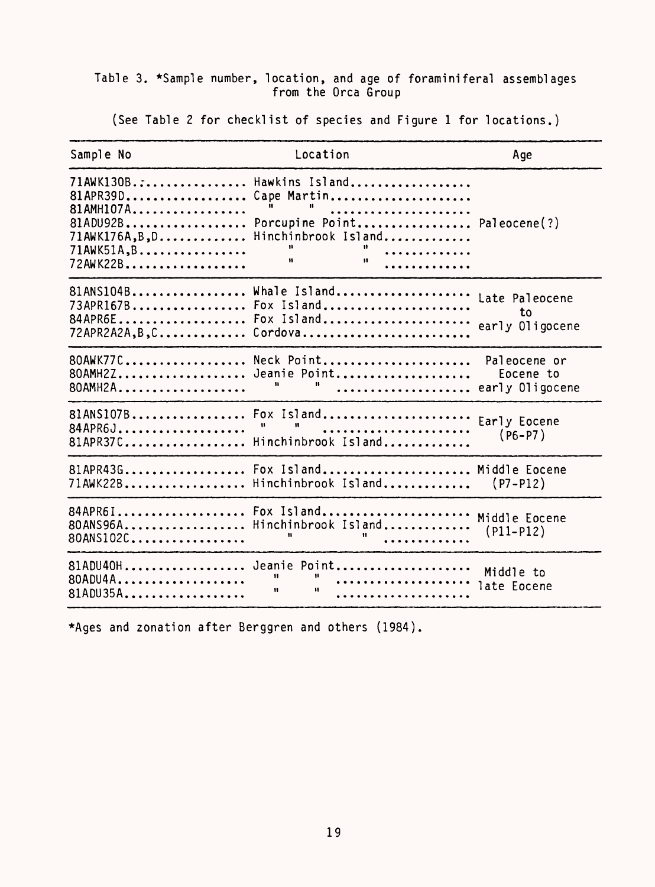Table 3. *Sample number, location, and age of foraminiferal assemblages from the Orca Group

(See Table 2 for checklist of species and Figure 1 for locations.)

| Sample No | Location | Age |
|---|---|---|
| 71AWK130B | Hawkins Island | Paleocene(?) |
| 81APR39D | Cape Martin | |
| 81AMH107A | " " | |
| 81ADU92B | Porcupine Point | |
| 71AWK176A,B,D | Hinchinbrook Island | |
| 71AWK51A,B | " " | |
| 72AWK22B | " " | |
| 81ANS104B | Whale Island | Late Paleocene to early Oligocene |
| 73APR167B | Fox Island | |
| 84APR6E | Fox Island | |
| 72APR2A2A,B,C | Cordova | |
| 80AWK77C | Neck Point | Paleocene or Eocene to early Oligocene |
| 80AMH2Z | Jeanie Point | |
| 80AMH2A | " " | |
| 81ANS107B | Fox Island | Early Eocene (P6-P7) |
| 84APR6J | " " | |
| 81APR37C | Hinchinbrook Island | |
| 81APR43G | Fox Island | Middle Eocene (P7-P12) |
| 71AWK22B | Hinchinbrook Island | |
| 84APR6I | Fox Island | Middle Eocene (P11-P12) |
| 80ANS96A | Hinchinbrook Island | |
| 80ANS102C | " " | |
| 81ADU40H | Jeanie Point | Middle to late Eocene |
| 80ADU4A | " " | |
| 81ADU35A | " " | |

*Ages and zonation after Berggren and others (1984).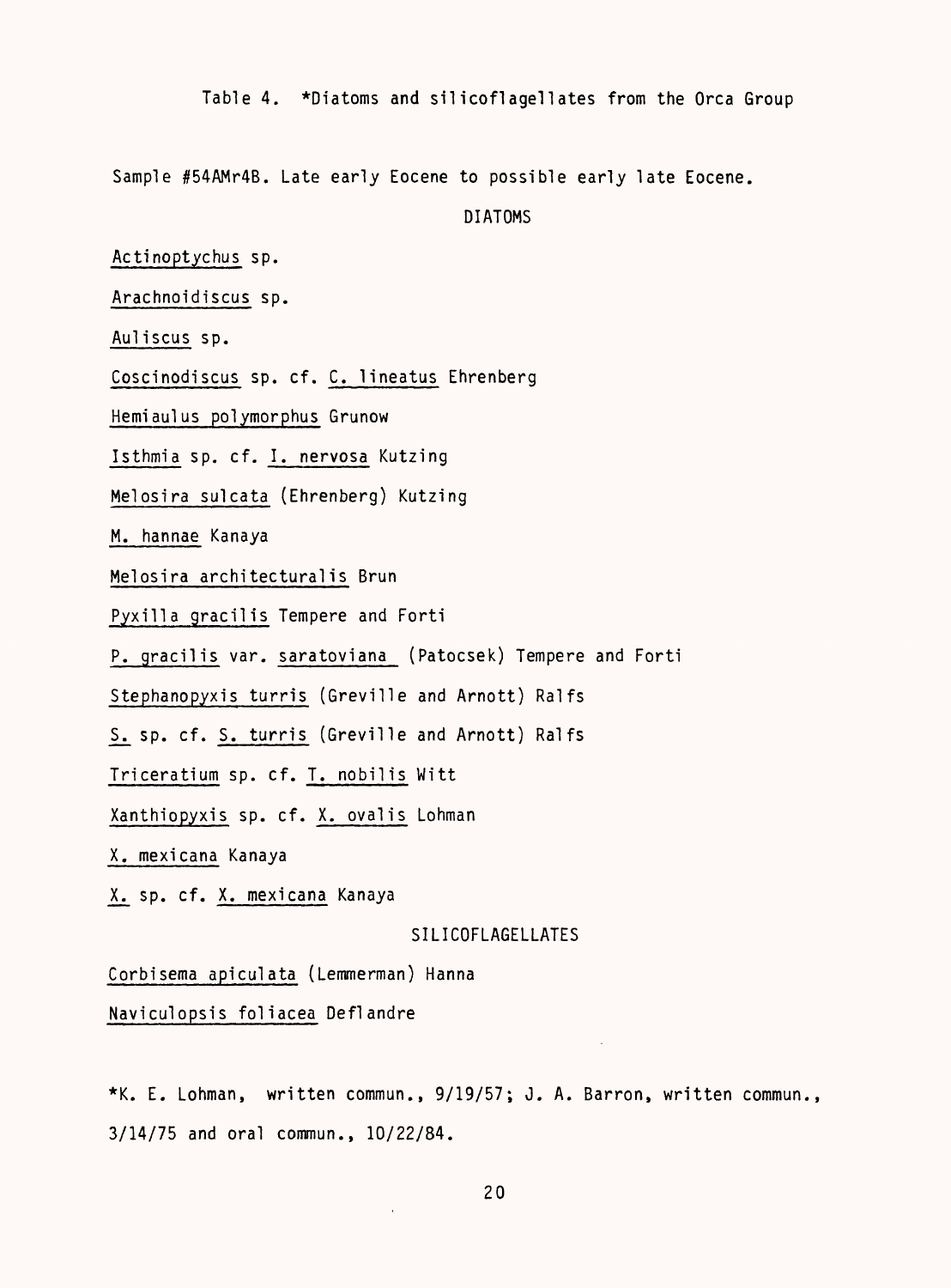Table 4. *Diatoms and silicoflagellates from the Orca Group

Sample #54AMr4B. Late early Eocene to possible early late Eocene.

DIATOMS

*Actinoptychus* sp.

*Arachnoidiscus* sp.

*Auliscus* sp.

*Coscinodiscus* sp. cf. *C. lineatus* Ehrenberg

*Hemiaulus polymorphus* Grunow

*Isthmia* sp. cf. *I. nervosa* Kutzing

*Melosira sulcata* (Ehrenberg) Kutzing

*M. hannae* Kanaya

*Melosira architecturalis* Brun

*Pyxilla gracilis* Tempere and Forti

*P. gracilis* var. *saratoviana* (Patocsek) Tempere and Forti

*Stephanopyxis turris* (Greville and Arnott) Ralfs

*S.* sp. cf. *S. turris* (Greville and Arnott) Ralfs

*Triceratium* sp. cf. *T. nobilis* Witt

*Xanthiopyxis* sp. cf. *X. ovalis* Lohman

*X. mexicana* Kanaya

*X.* sp. cf. *X. mexicana* Kanaya

SILICOFLAGELLATES

*Corbisema apiculata* (Lemmerman) Hanna

*Naviculopsis foliacea* Deflandre

*K. E. Lohman, written commun., 9/19/57; J. A. Barron, written commun., 3/14/75 and oral commun., 10/22/84.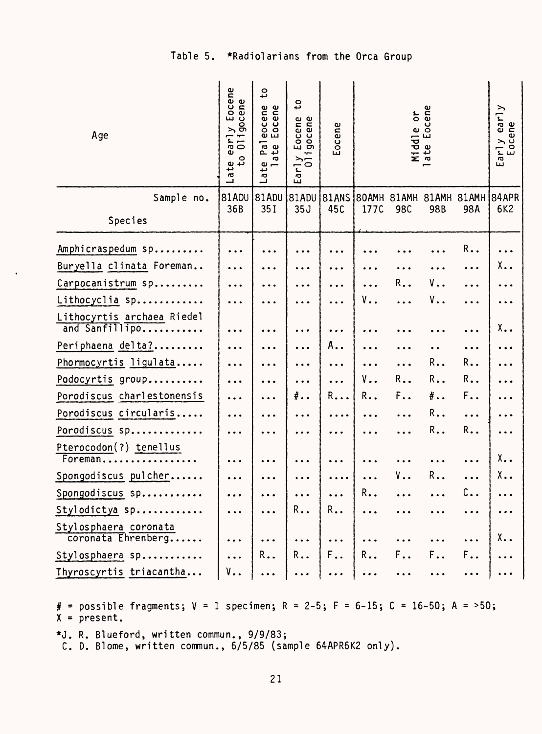Table 5. *Radiolarians from the Orca Group

| Age | Late early Eocene to Oligocene | Late Paleocene to late Eocene | Early Eocene to Oligocene | Eocene | Middle or late Eocene | | | | Early early Eocene |
|---|---|---|---|---|---|---|---|---|---|
| Sample no. / Species | 81ADU 36B | 81ADU 35I | 81ADU 35J | 81ANS 45C | 80AMH 177C | 81AMH 98C | 81AMH 98B | 81AMH 98A | 84APR 6K2 |
| Amphicraspedum sp......... | ... | ... | ... | ... | ... | ... | ... | R.. | ... |
| Buryella clinata Foreman.. | ... | ... | ... | ... | ... | ... | ... | ... | X.. |
| Carpocanistrum sp......... | ... | ... | ... | ... | ... | R.. | V.. | ... | ... |
| Lithocyclia sp............ | ... | ... | ... | ... | V.. | ... | V.. | ... | ... |
| Lithocyrtis archaea Riedel and Sanfillipo........... | ... | ... | ... | ... | ... | ... | ... | ... | X.. |
| Periphaena delta?......... | ... | ... | ... | A.. | ... | ... | .. | ... | ... |
| Phormocyrtis ligulata..... | ... | ... | ... | ... | ... | ... | R.. | R.. | ... |
| Podocyrtis group.......... | ... | ... | ... | ... | V.. | R.. | R.. | R.. | ... |
| Porodiscus charlestonensis | ... | ... | #.. | R... | R.. | F.. | #.. | F.. | ... |
| Porodiscus circularis..... | ... | ... | ... | .... | ... | ... | R.. | ... | ... |
| Porodiscus sp............. | ... | ... | ... | ... | ... | ... | R.. | R.. | ... |
| Pterocodon(?) tenellus Foreman................. | ... | ... | ... | ... | ... | ... | ... | ... | X.. |
| Spongodiscus pulcher...... | ... | ... | ... | .... | ... | V.. | R.. | ... | X.. |
| Spongodiscus sp........... | ... | ... | ... | ... | R.. | ... | ... | C.. | ... |
| Stylodictya sp............ | ... | ... | R.. | R.. | ... | ... | ... | ... | ... |
| Stylosphaera coronata coronata Ehrenberg...... | ... | ... | ... | ... | ... | ... | ... | ... | X.. |
| Stylosphaera sp........... | ... | R.. | R.. | F.. | R.. | F.. | F.. | F.. | ... |
| Thyroscyrtis triacantha... | V.. | ... | ... | ... | ... | ... | ... | ... | ... |

# = possible fragments; V = 1 specimen; R = 2-5; F = 6-15; C = 16-50; A = >50; X = present.

*J. R. Blueford, written commun., 9/9/83;
C. D. Blome, written commun., 6/5/85 (sample 64APR6K2 only).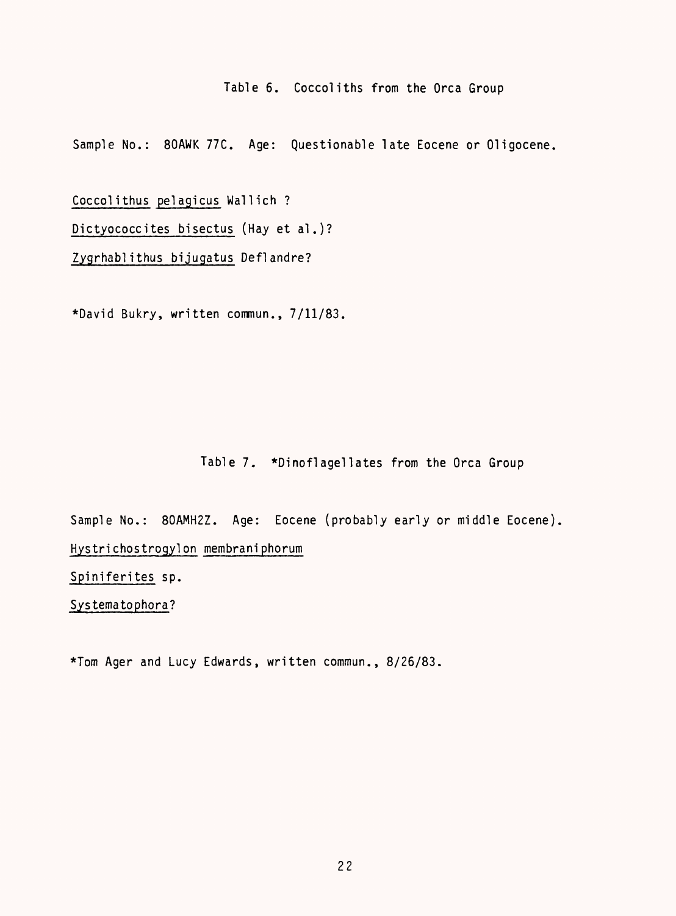## Table 6. Coccoliths from the Orca Group

Sample No.: 80AWK 77C. Age: Questionable late Eocene or Oligocene.

*Coccolithus pelagicus* Wallich ?

*Dictyococcites bisectus* (Hay et al.)?

*Zygrhablithus bijugatus* Deflandre?

*David Bukry, written commun., 7/11/83.

## Table 7. *Dinoflagellates from the Orca Group

Sample No.: 80AMH2Z. Age: Eocene (probably early or middle Eocene).

*Hystrichostrogylon membraniphorum*

*Spiniferites* sp.

*Systematophora*?

*Tom Ager and Lucy Edwards, written commun., 8/26/83.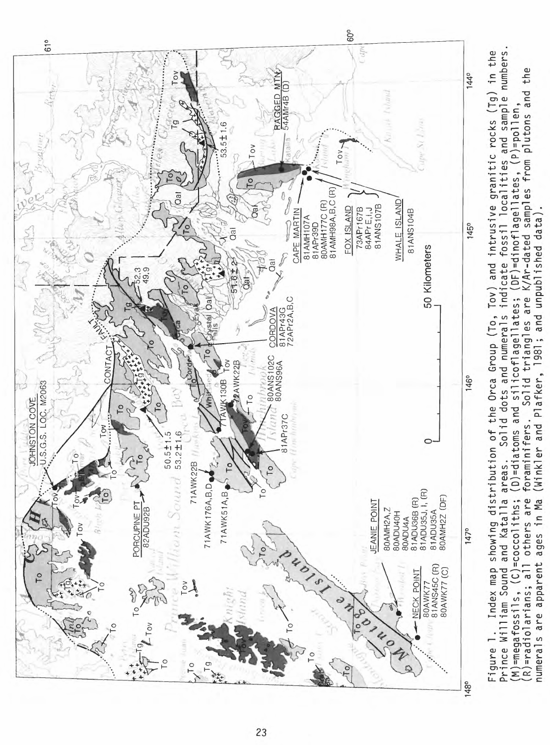Figure 1. Index map showing distribution of the Orca Group (To, Tov) and intrusive granitic rocks (Tg) in the Prince William Sound and Katalla areas. Solid dots and numerals indicate fossil localities and sample numbers. (M)=megafossils, (C)=coccoliths; (D)=diatoms and silicoflagellates; (DF)=dinoflagellates, (P)=pollen, (R)=radiolarians; all others are foraminifers. Solid triangles are K/Ar-dated samples from plutons and the numerals are apparent ages in Ma (Winkler and Plafker, 1981; and unpublished data).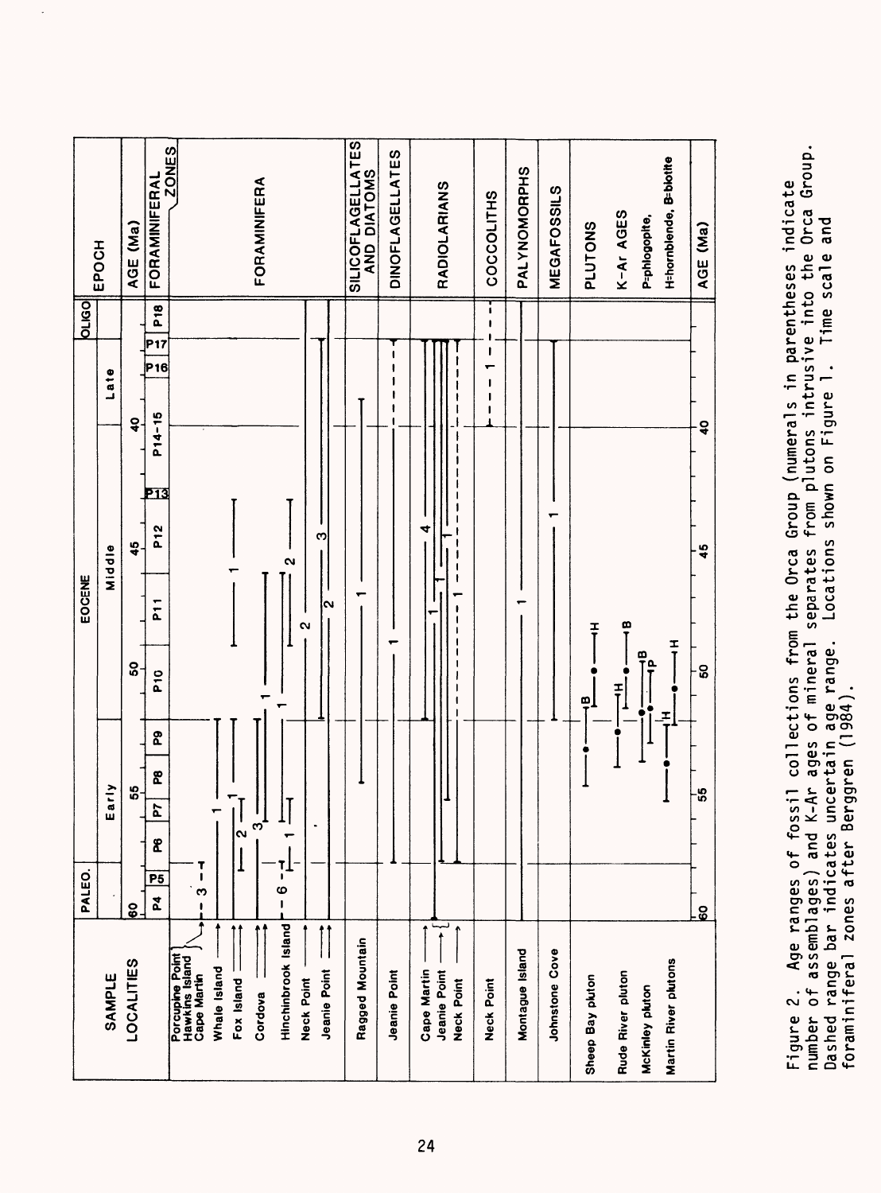SAMPLE LOCALITIES

EPOCH
PALEO.
EOCENE
Early
Middle
Late
OLIGO

AGE (Ma)
60
55
50
45
40

FORAMINIFERAL ZONES
P4
P5
P6
P7
P8
P9
P10
P11
P12
P13
P14-15
P16
P17
P18

FORAMINIFERA
Porcupine Point
Hawkins Island
Cape Martin
Whale Island
Fox Island
Cordova
Hinchinbrook Island
Neck Point
Jeanie Point

SILICOFLAGELLATES AND DIATOMS
Ragged Mountain

DINOFLAGELLATES
Jeanie Point

RADIOLARIANS
Cape Martin
Jeanie Point
Neck Point

COCCOLITHS
Neck Point

PALYNOMORPHS
Montague Island

MEGAFOSSILS
Johnstone Cove

PLUTONS
K-Ar AGES
P=phlogopite,
H=hornblende, B=biotite
Sheep Bay pluton
Rude River pluton
McKinley pluton
Martin River plutons

AGE (Ma)
60
55
50
45
40

Figure 2. Age ranges of fossil collections from the Orca Group (numerals in parentheses indicate number of assemblages) and K-Ar ages of mineral separates from plutons intrusive into the Orca Group. Dashed range bar indicates uncertain age range. Locations shown on Figure 1. Time scale and foraminiferal zones after Berggren (1984).